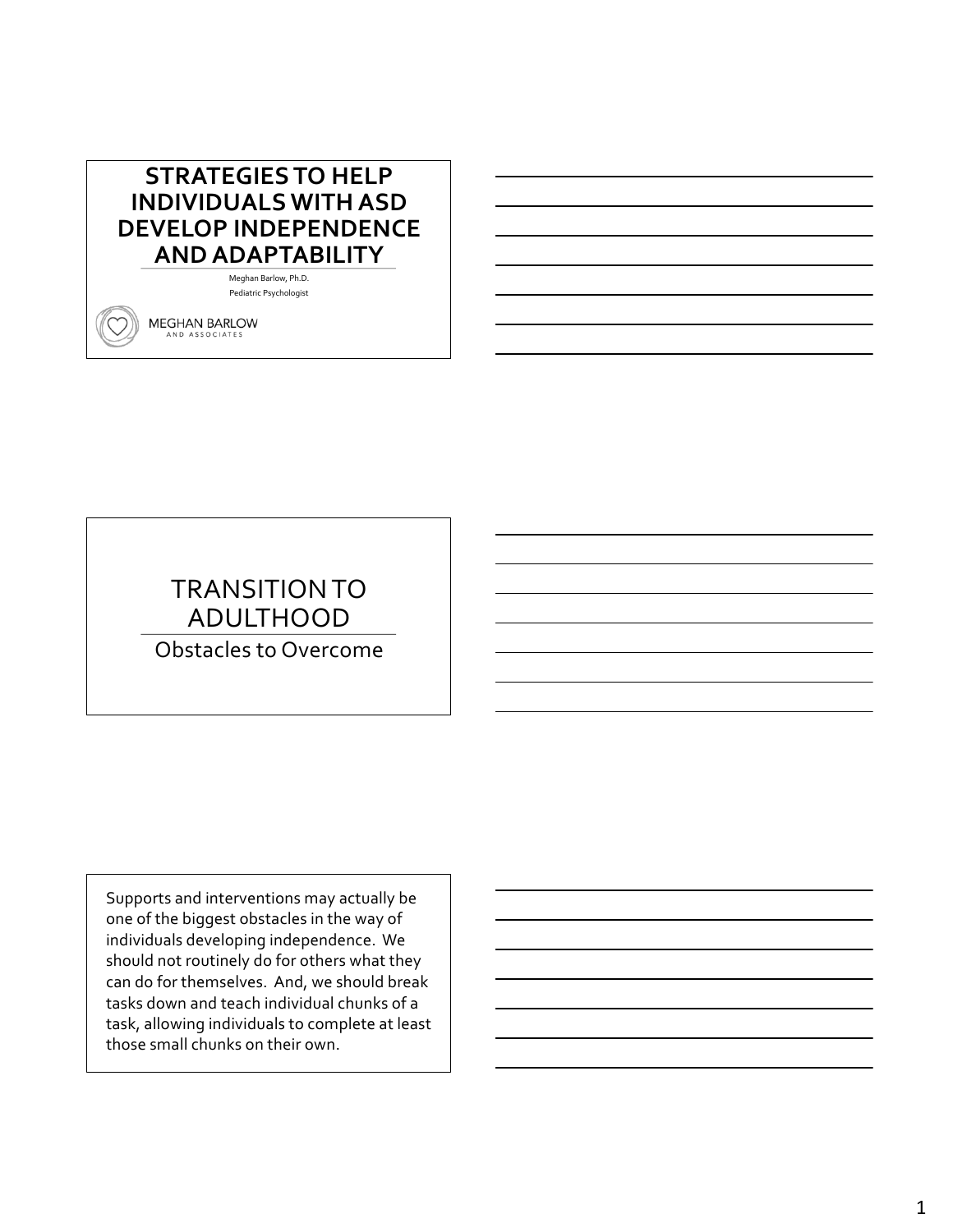# STRATEGIES TO HELP INDIVIDUALS WITH ASD DEVELOP INDEPENDENCE AND ADAPTABILITY

Meghan Barlow, Ph.D.

Pediatric Psychologist

MEGHAN BARLOW AND ASSOCIATES

## TRANSITION TO ADULTHOOD

Obstacles to Overcome

Supports and interventions may actually be one of the biggest obstacles in the way of individuals developing independence. We should not routinely do for others what they can do for themselves. And, we should break tasks down and teach individual chunks of a task, allowing individuals to complete at least those small chunks on their own.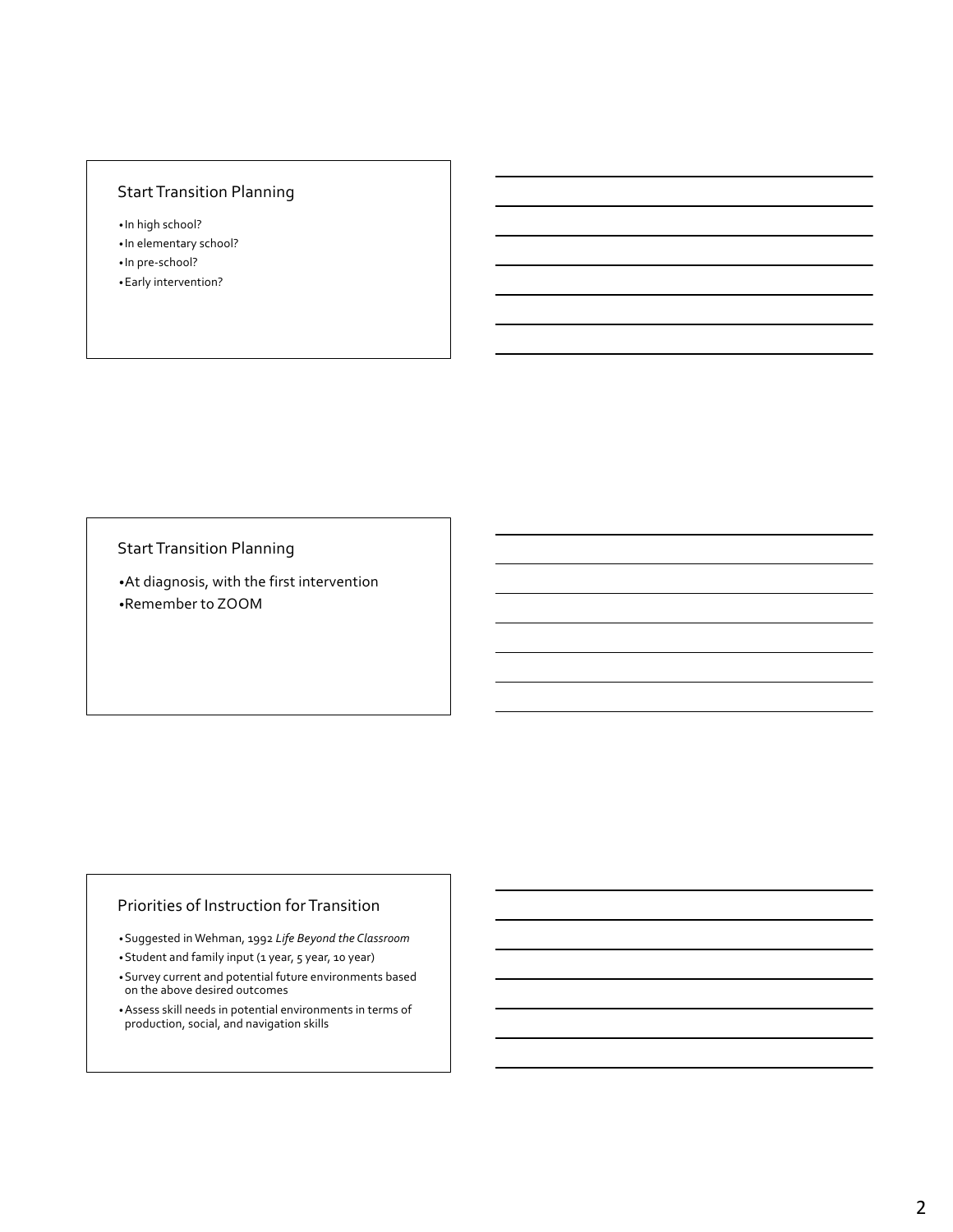## Start Transition Planning

- In high school?
- In elementary school?
- In pre-school?
- Early intervention?

## Start Transition Planning

- At diagnosis, with the first intervention
- Remember to ZOOM

## Priorities of Instruction for Transition

- Suggested in Wehman, 1992 *Life Beyond the Classroom*
- Student and family input (1 year, 5 year, 10 year)
- Survey current and potential future environments based on the above desired outcomes
- Assess skill needs in potential environments in terms of production, social, and navigation skills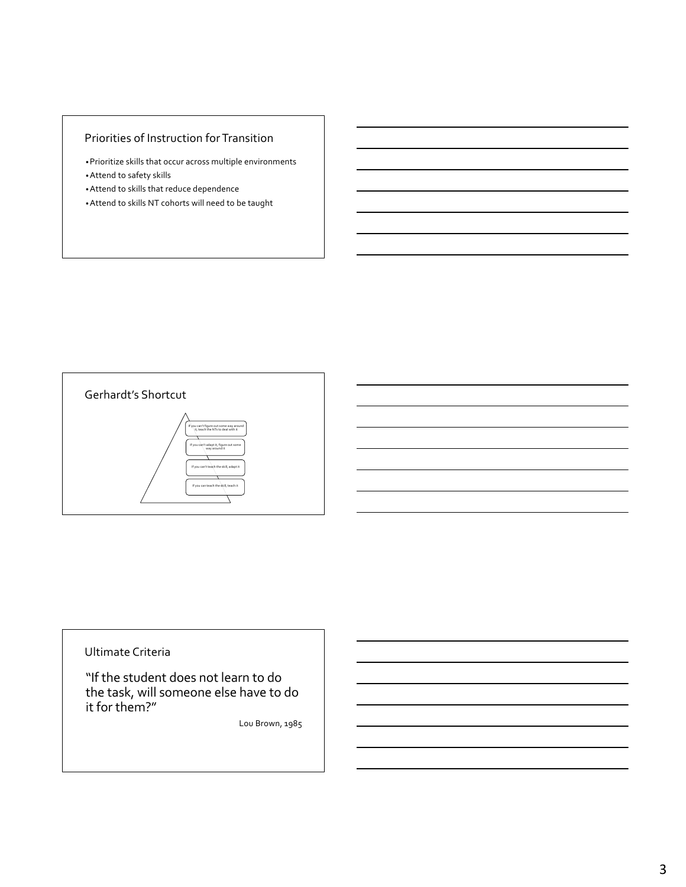## Priorities of Instruction for Transition

- Prioritize skills that occur across multiple environments
- Attend to safety skills
- Attend to skills that reduce dependence
- Attend to skills NT cohorts will need to be taught

## Gerhardt's Shortcut

- If you can't figure out some way around it, teach the NTs to deal with it
- If you can't adapt it, figure out some way around it
- If you can't teach the skill, adapt it
- If you can teach the skill, teach it

## Ultimate Criteria

"If the student does not learn to do the task, will someone else have to do it for them?"

Lou Brown, 1985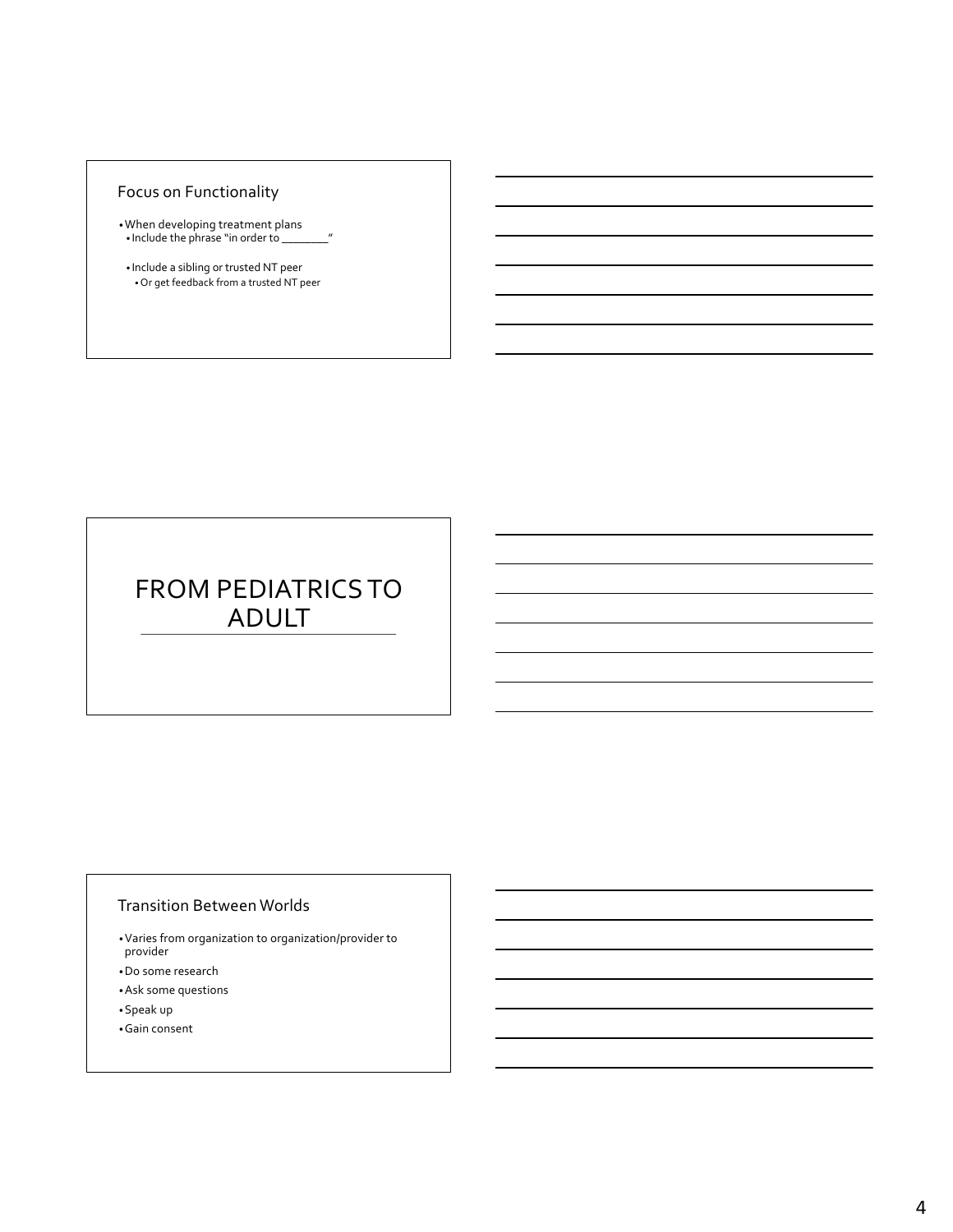## Focus on Functionality

- When developing treatment plans
  - Include the phrase "in order to ________"
  - Include a sibling or trusted NT peer
    - Or get feedback from a trusted NT peer

# FROM PEDIATRICS TO ADULT

## Transition Between Worlds

- Varies from organization to organization/provider to provider
- Do some research
- Ask some questions
- Speak up
- Gain consent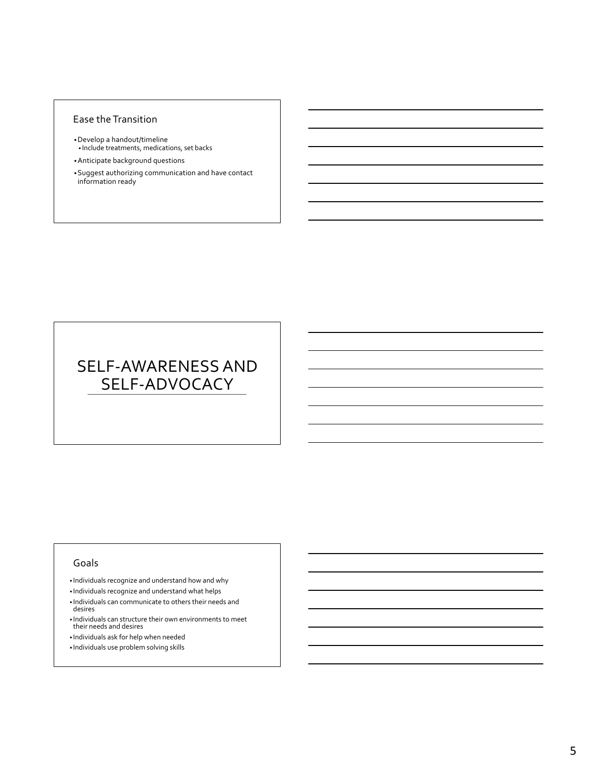## Ease the Transition

- Develop a handout/timeline
  - Include treatments, medications, set backs
- Anticipate background questions
- Suggest authorizing communication and have contact information ready

# SELF-AWARENESS AND SELF-ADVOCACY

## Goals

- Individuals recognize and understand how and why
- Individuals recognize and understand what helps
- Individuals can communicate to others their needs and desires
- Individuals can structure their own environments to meet their needs and desires
- Individuals ask for help when needed
- Individuals use problem solving skills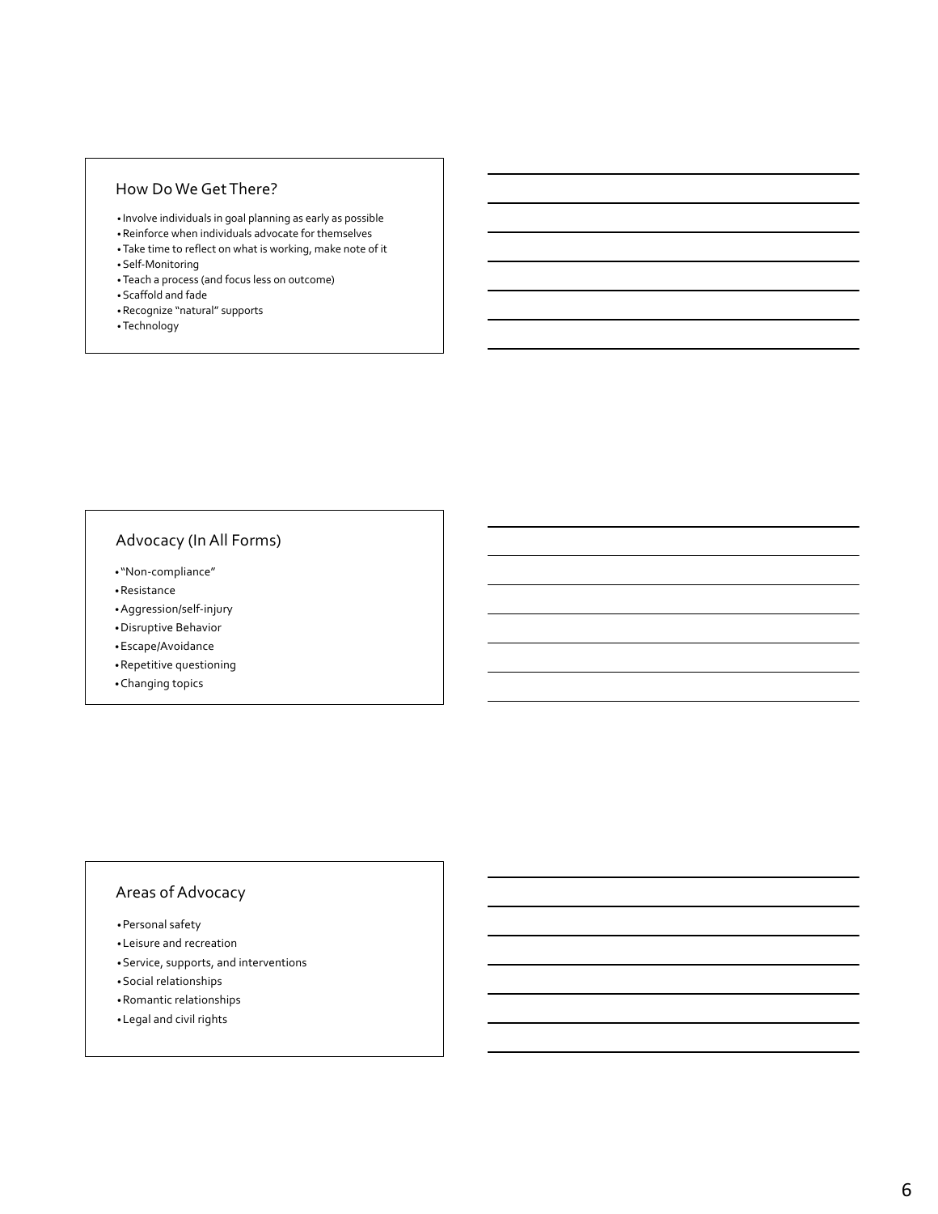## How Do We Get There?

- Involve individuals in goal planning as early as possible
- Reinforce when individuals advocate for themselves
- Take time to reflect on what is working, make note of it
- Self-Monitoring
- Teach a process (and focus less on outcome)
- Scaffold and fade
- Recognize "natural" supports
- Technology

## Advocacy (In All Forms)

- "Non-compliance"
- Resistance
- Aggression/self-injury
- Disruptive Behavior
- Escape/Avoidance
- Repetitive questioning
- Changing topics

## Areas of Advocacy

- Personal safety
- Leisure and recreation
- Service, supports, and interventions
- Social relationships
- Romantic relationships
- Legal and civil rights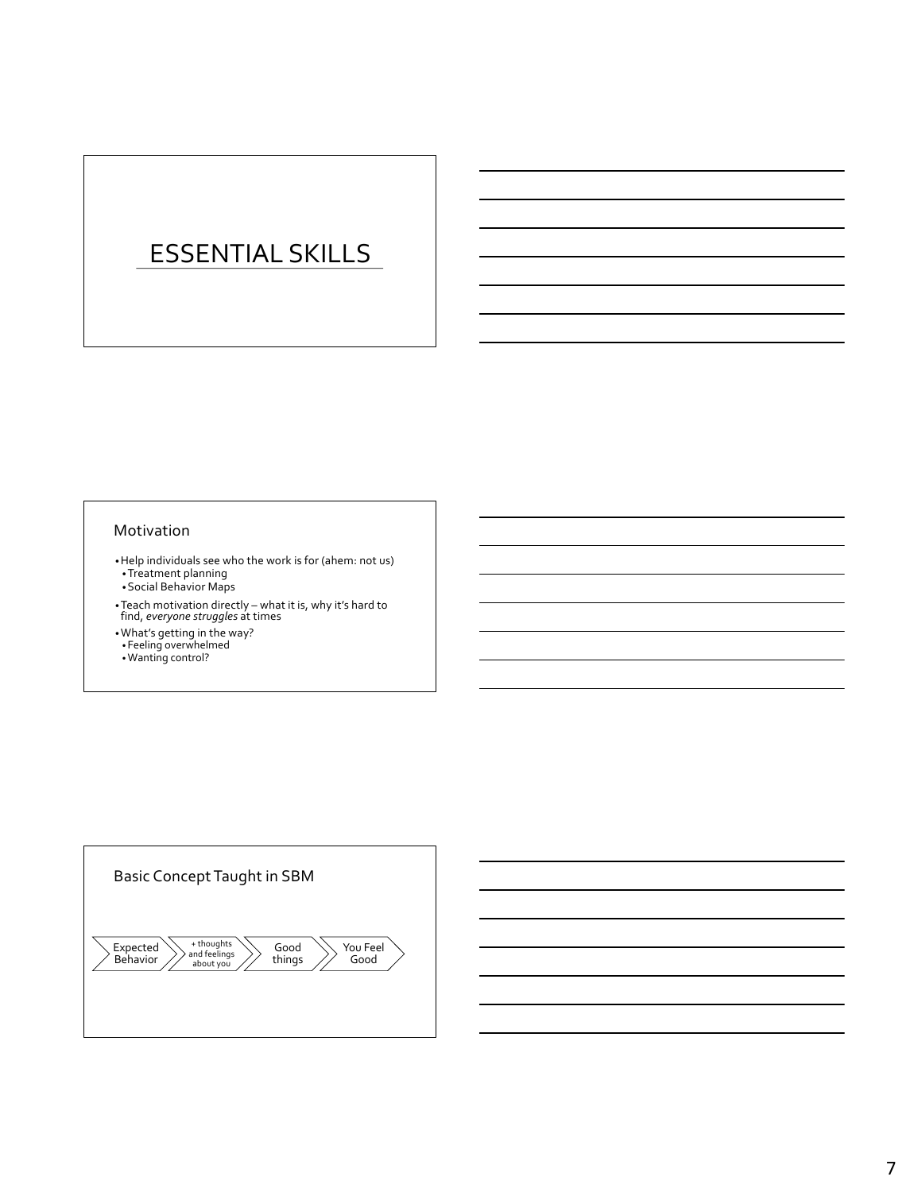# ESSENTIAL SKILLS

## Motivation

- Help individuals see who the work is for (ahem: not us)
  - Treatment planning
  - Social Behavior Maps
- Teach motivation directly – what it is, why it's hard to find, *everyone struggles* at times
- What's getting in the way?
  - Feeling overwhelmed
  - Wanting control?

## Basic Concept Taught in SBM

Expected Behavior → + thoughts and feelings about you → Good things → You Feel Good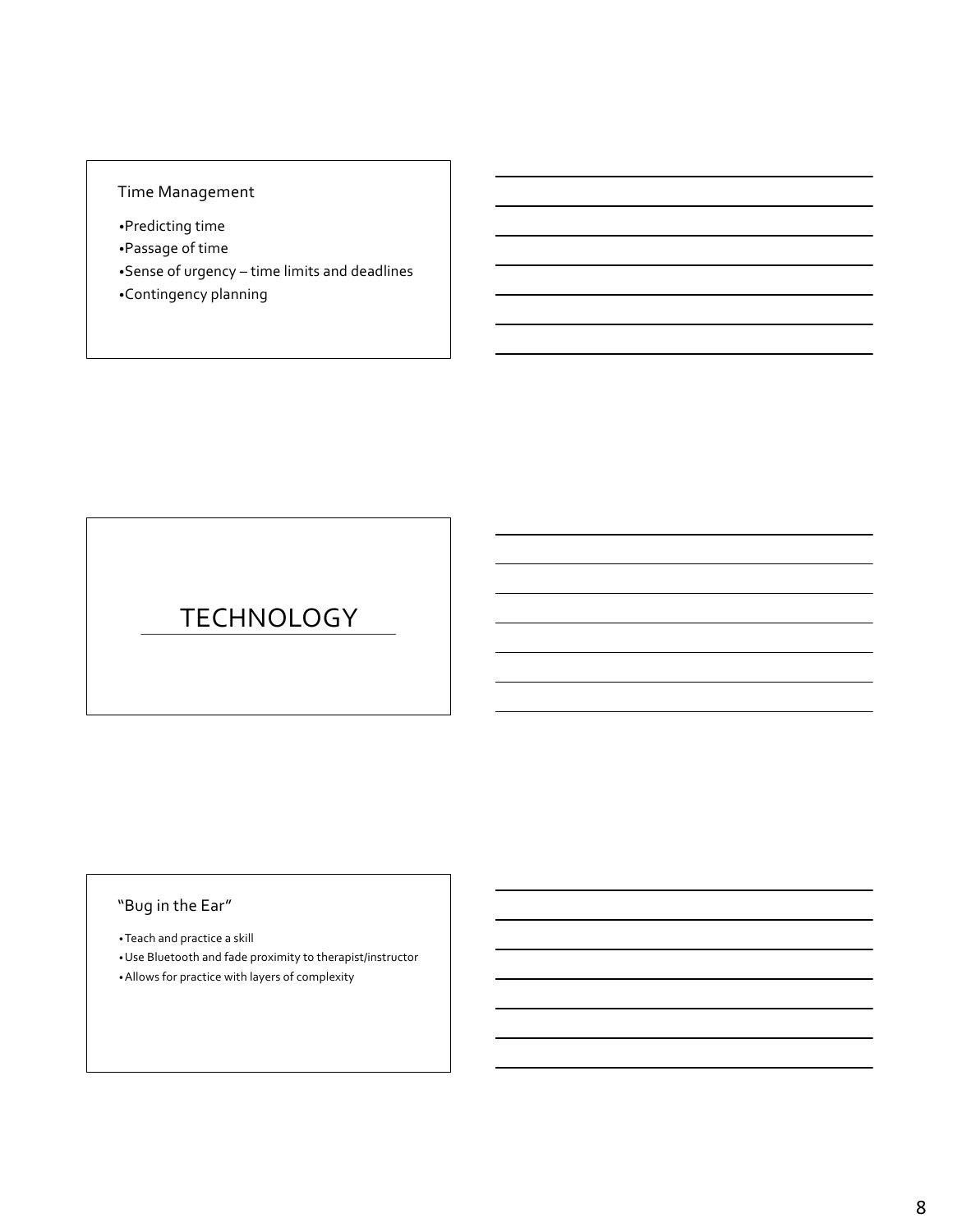## Time Management

- Predicting time
- Passage of time
- Sense of urgency – time limits and deadlines
- Contingency planning

# TECHNOLOGY

## "Bug in the Ear"

- Teach and practice a skill
- Use Bluetooth and fade proximity to therapist/instructor
- Allows for practice with layers of complexity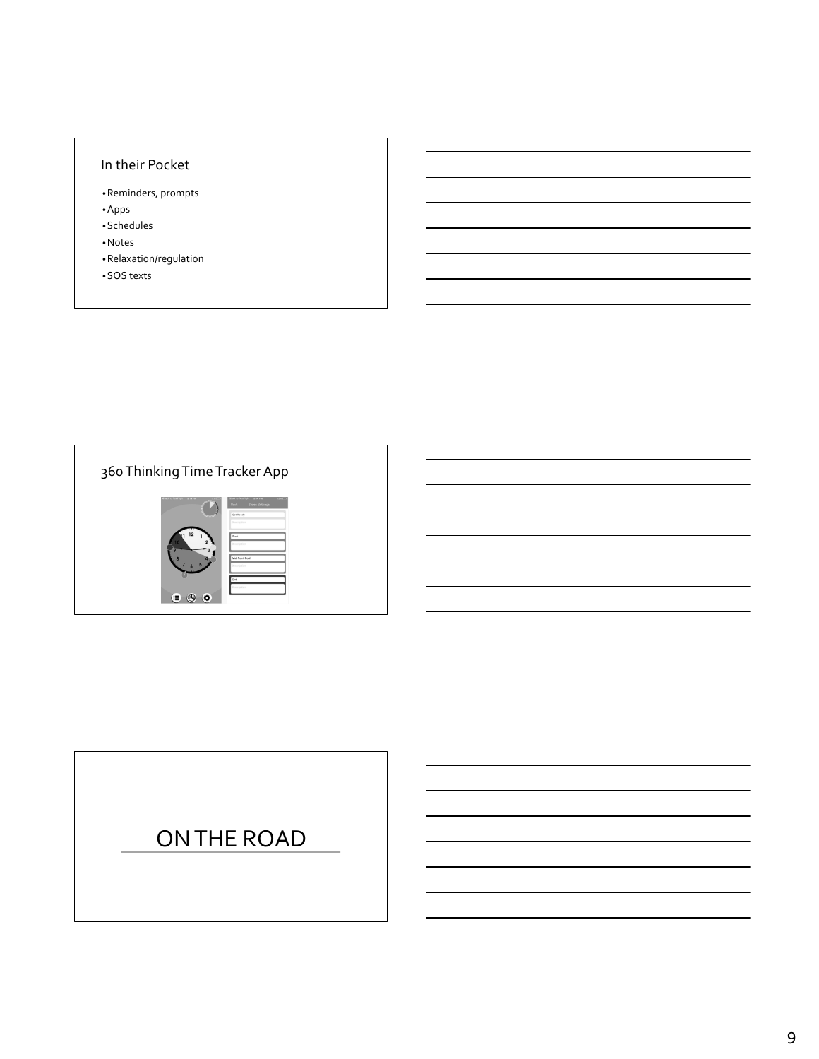## In their Pocket

- Reminders, prompts
- Apps
- Schedules
- Notes
- Relaxation/regulation
- SOS texts

## 360 Thinking Time Tracker App

## ON THE ROAD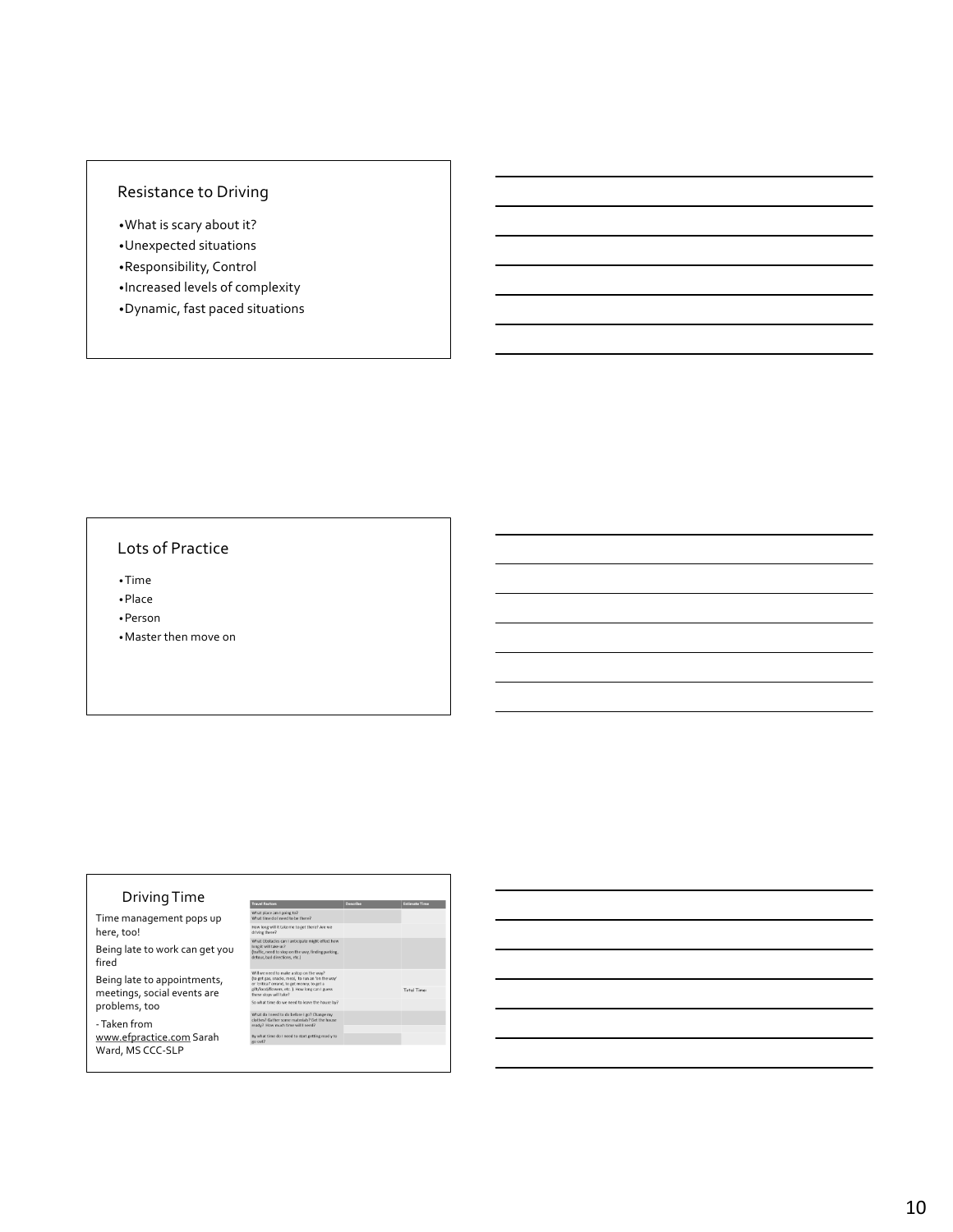## Resistance to Driving

- What is scary about it?
- Unexpected situations
- Responsibility, Control
- Increased levels of complexity
- Dynamic, fast paced situations

## Lots of Practice

- Time
- Place
- Person
- Master then move on

## Driving Time

Time management pops up here, too!

Being late to work can get you fired

Being late to appointments, meetings, social events are problems, too

- Taken from www.efpractice.com Sarah Ward, MS CCC-SLP

| Travel Factors | Describe | Estimate Time |
| --- | --- | --- |
| What place am I going to? What time do I need to be there? | | |
| How long will it take me to get there? Are we driving there? | | |
| What Obstacles can I anticipate might effect how long it will take us? (traffic, need to stop on the way, finding parking, detour, bad directions, etc.) | | |
| Will we need to make a stop on the way? (to get gas, snacks, meal, to run an 'on the way' or 'critical' errand, to get money, to get a gift/card/flowers, etc.) How long can I guess these stops will take? | | Total Time: |
| So what time do we need to leave the house by? | | |
| What do I need to do before I go? Change my clothes? Gather some materials? Get the house ready? How much time will I need? | | |
| By what time do I need to start getting ready to go out? | | |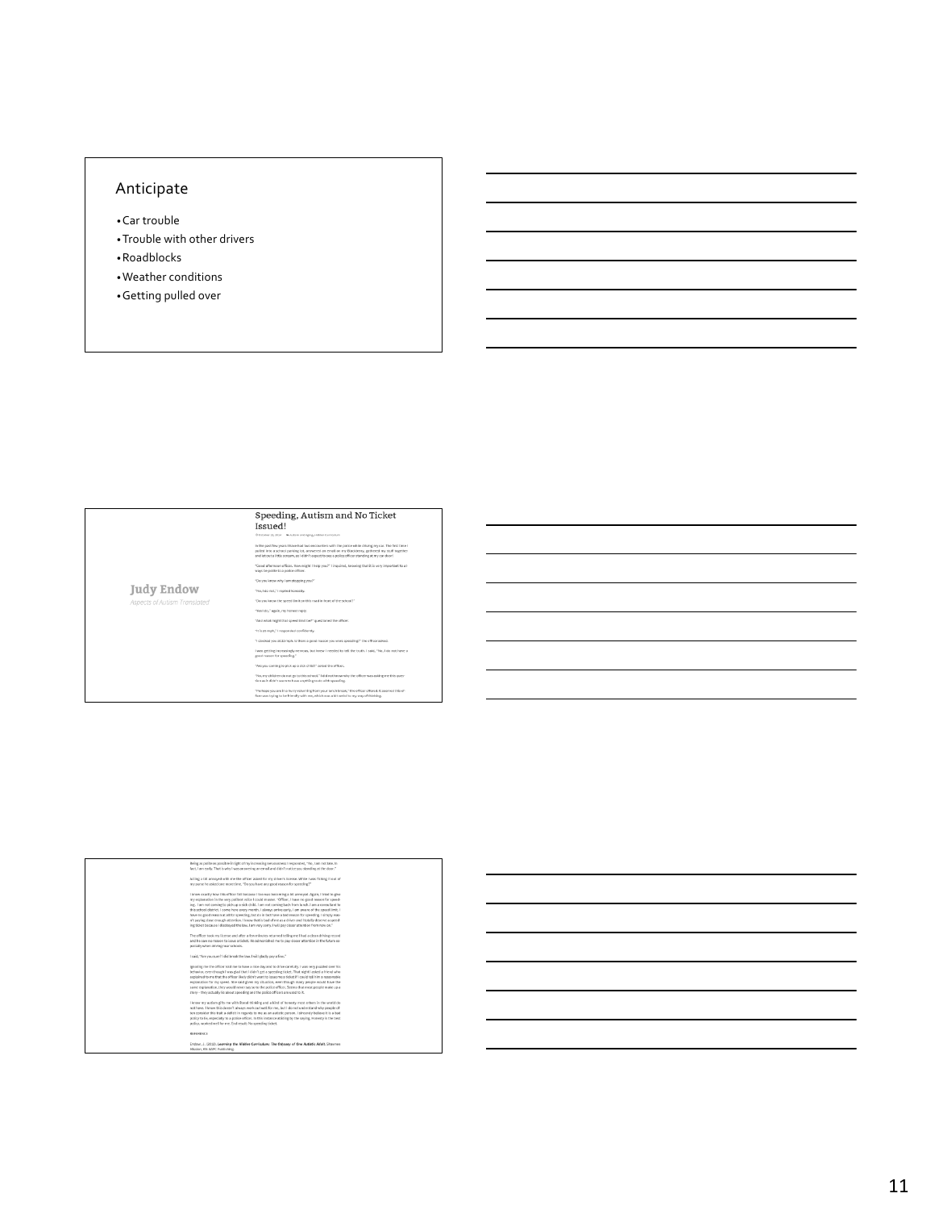## Anticipate

- Car trouble
- Trouble with other drivers
- Roadblocks
- Weather conditions
- Getting pulled over

### Speeding, Autism and No Ticket Issued!

**Judy Endow**

*Aspects of Autism Translated*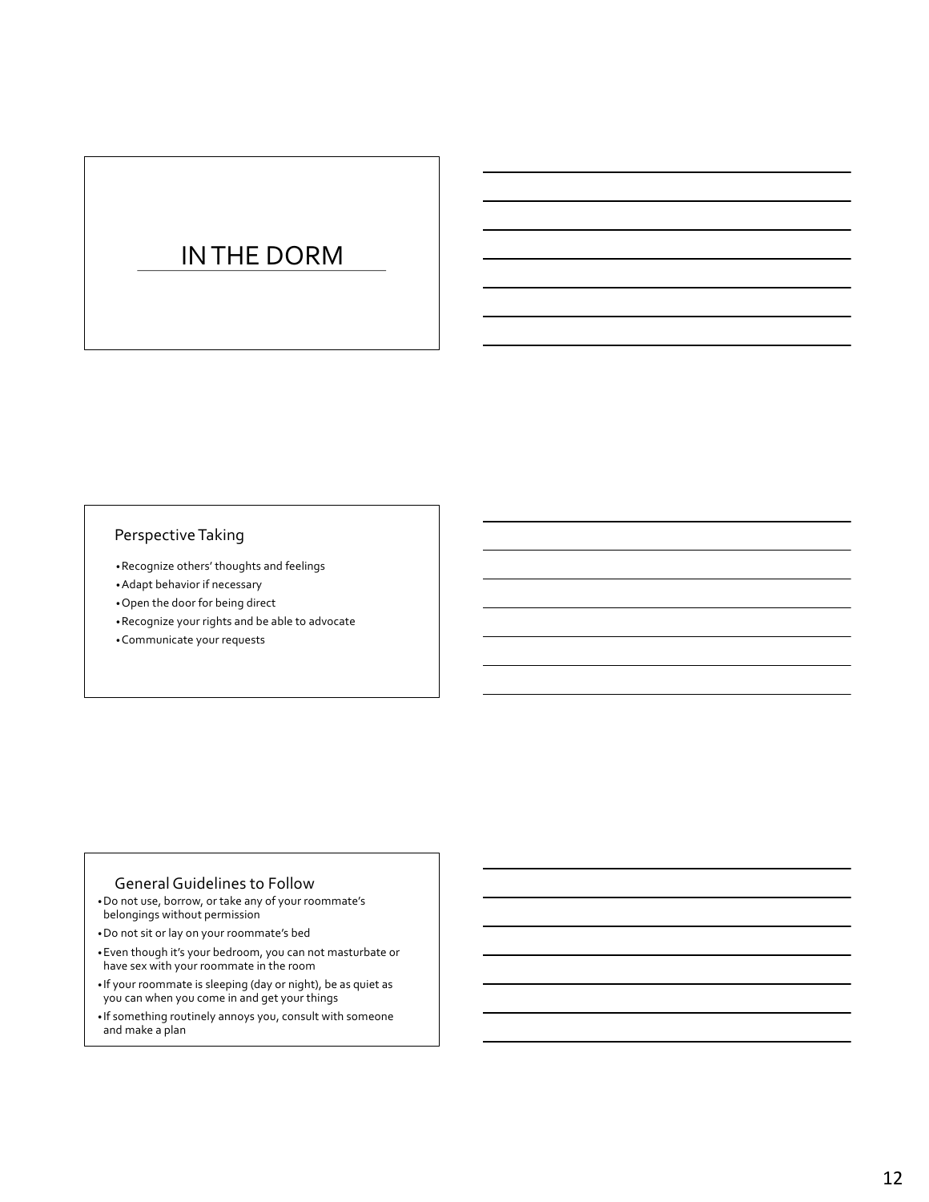# IN THE DORM

## Perspective Taking

- Recognize others' thoughts and feelings
- Adapt behavior if necessary
- Open the door for being direct
- Recognize your rights and be able to advocate
- Communicate your requests

## General Guidelines to Follow

- Do not use, borrow, or take any of your roommate's belongings without permission
- Do not sit or lay on your roommate's bed
- Even though it's your bedroom, you can not masturbate or have sex with your roommate in the room
- If your roommate is sleeping (day or night), be as quiet as you can when you come in and get your things
- If something routinely annoys you, consult with someone and make a plan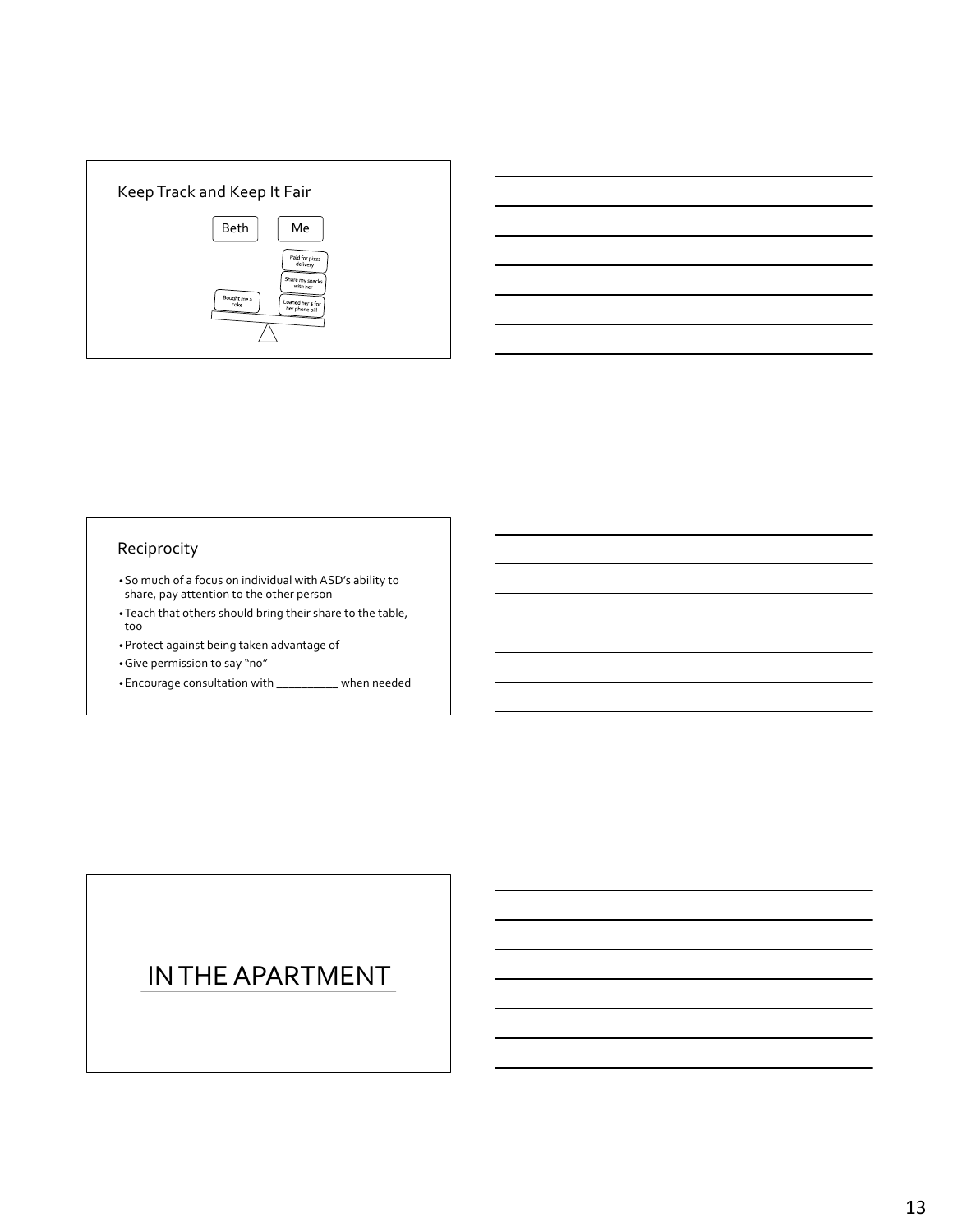## Keep Track and Keep It Fair

Beth | Me

Bought me a coke

Paid for pizza delivery

Share my snacks with her

Loaned her $ for her phone bill

## Reciprocity

- So much of a focus on individual with ASD's ability to share, pay attention to the other person
- Teach that others should bring their share to the table, too
- Protect against being taken advantage of
- Give permission to say "no"
- Encourage consultation with __________ when needed

# IN THE APARTMENT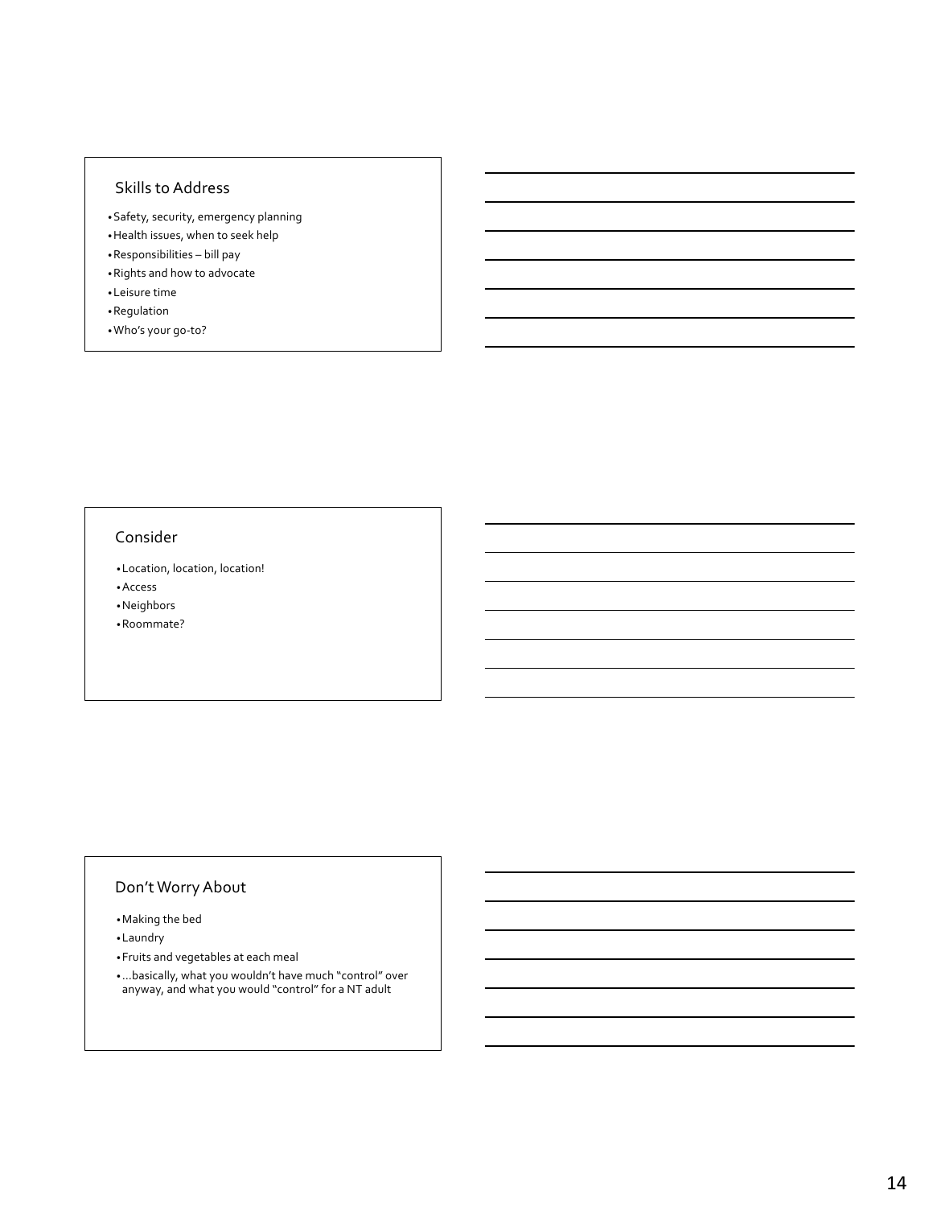## Skills to Address

- Safety, security, emergency planning
- Health issues, when to seek help
- Responsibilities – bill pay
- Rights and how to advocate
- Leisure time
- Regulation
- Who's your go-to?

## Consider

- Location, location, location!
- Access
- Neighbors
- Roommate?

## Don't Worry About

- Making the bed
- Laundry
- Fruits and vegetables at each meal
- …basically, what you wouldn't have much "control" over anyway, and what you would "control" for a NT adult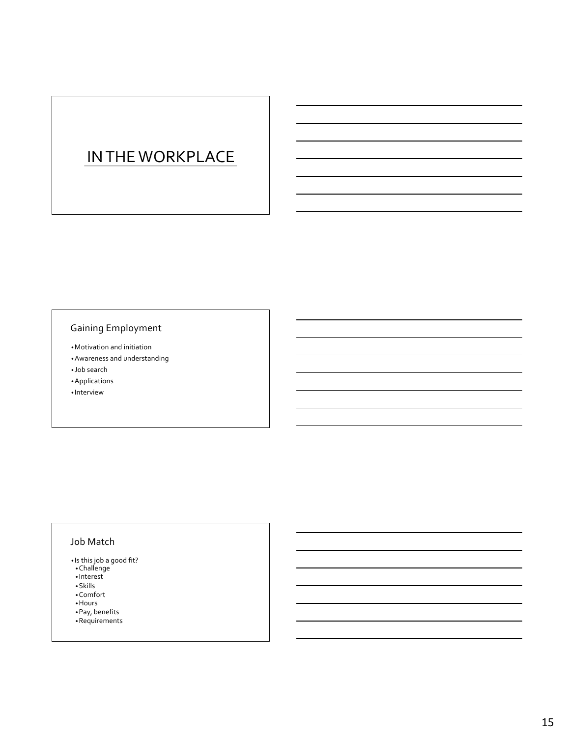# IN THE WORKPLACE

## Gaining Employment

- Motivation and initiation
- Awareness and understanding
- Job search
- Applications
- Interview

## Job Match

- Is this job a good fit?
  - Challenge
  - Interest
  - Skills
  - Comfort
  - Hours
  - Pay, benefits
  - Requirements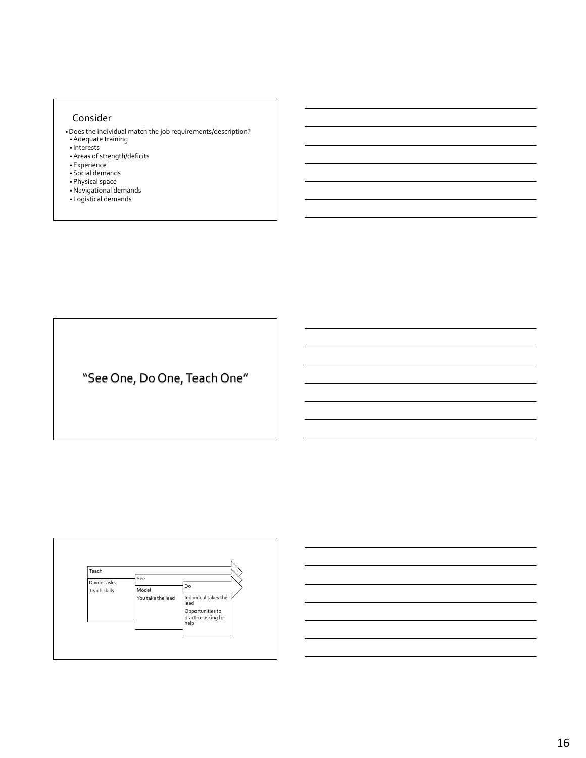## Consider

- Does the individual match the job requirements/description?
  - Adequate training
  - Interests
  - Areas of strength/deficits
  - Experience
  - Social demands
  - Physical space
  - Navigational demands
  - Logistical demands

---

## "See One, Do One, Teach One"

---

| Teach | See | Do |
|---|---|---|
| Divide tasks | Model | Individual takes the lead |
| Teach skills | You take the lead | Opportunities to practice asking for help |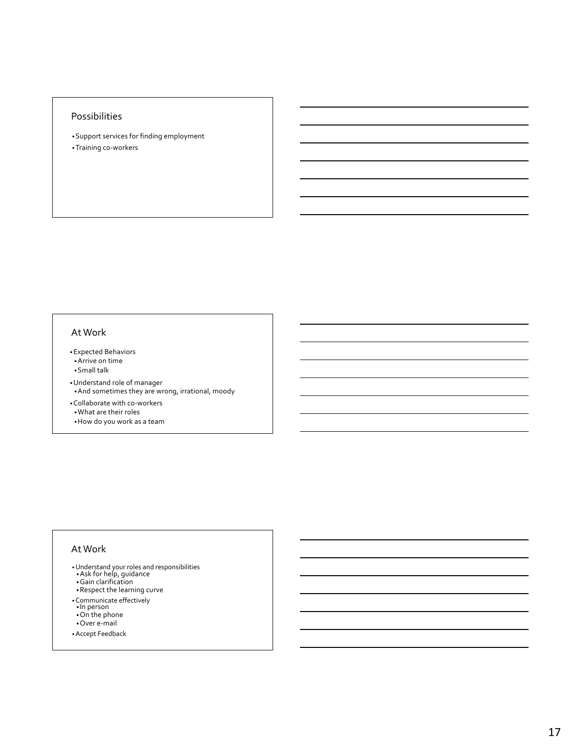## Possibilities

- Support services for finding employment
- Training co-workers

## At Work

- Expected Behaviors
  - Arrive on time
  - Small talk
- Understand role of manager
  - And sometimes they are wrong, irrational, moody
- Collaborate with co-workers
  - What are their roles
  - How do you work as a team

## At Work

- Understand your roles and responsibilities
  - Ask for help, guidance
  - Gain clarification
  - Respect the learning curve
- Communicate effectively
  - In person
  - On the phone
  - Over e-mail
- Accept Feedback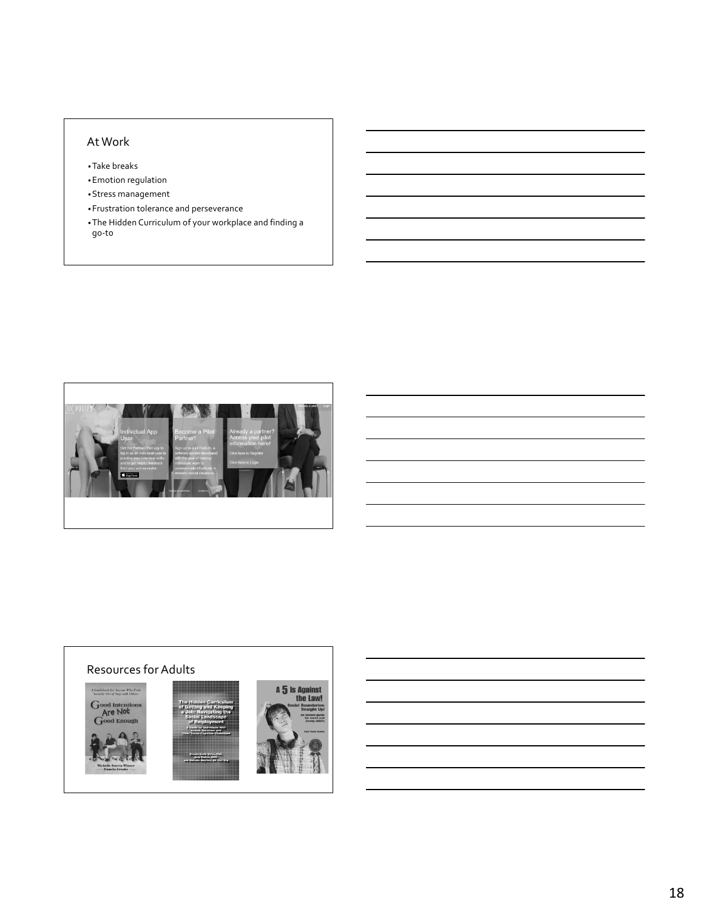## At Work

- Take breaks
- Emotion regulation
- Stress management
- Frustration tolerance and perseverance
- The Hidden Curriculum of your workplace and finding a go-to

## Resources for Adults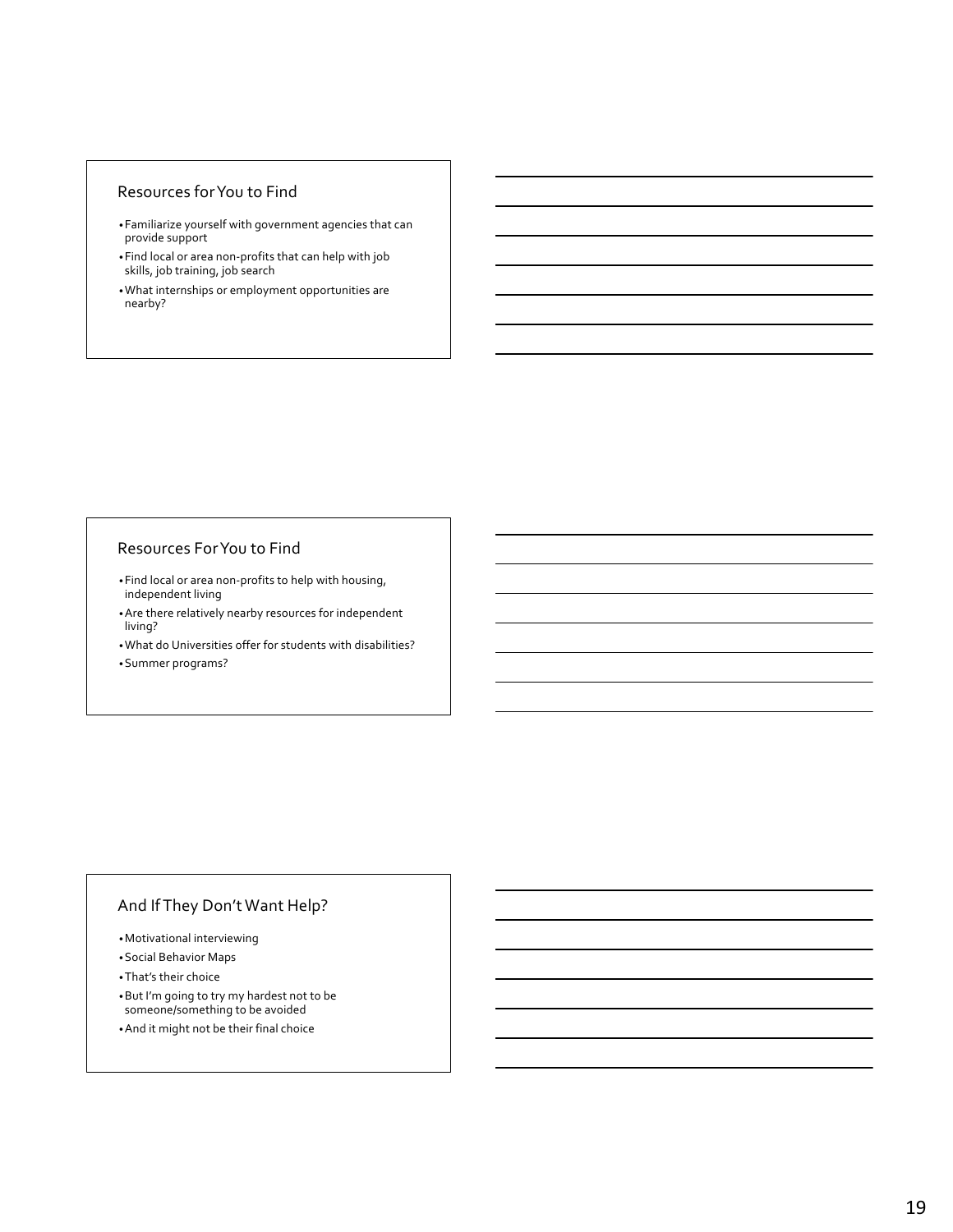## Resources for You to Find

- Familiarize yourself with government agencies that can provide support
- Find local or area non-profits that can help with job skills, job training, job search
- What internships or employment opportunities are nearby?

## Resources For You to Find

- Find local or area non-profits to help with housing, independent living
- Are there relatively nearby resources for independent living?
- What do Universities offer for students with disabilities?
- Summer programs?

## And If They Don't Want Help?

- Motivational interviewing
- Social Behavior Maps
- That's their choice
- But I'm going to try my hardest not to be someone/something to be avoided
- And it might not be their final choice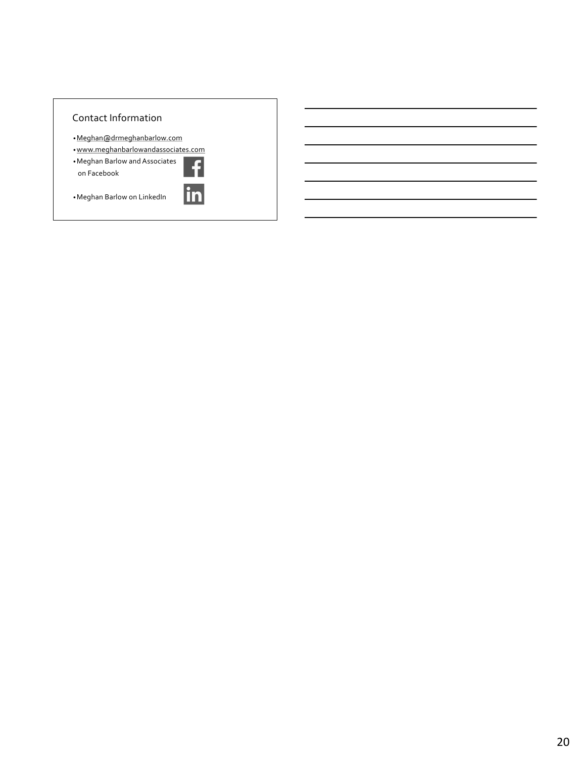## Contact Information

- Meghan@drmeghanbarlow.com
- www.meghanbarlowandassociates.com
- Meghan Barlow and Associates on Facebook
- Meghan Barlow on LinkedIn